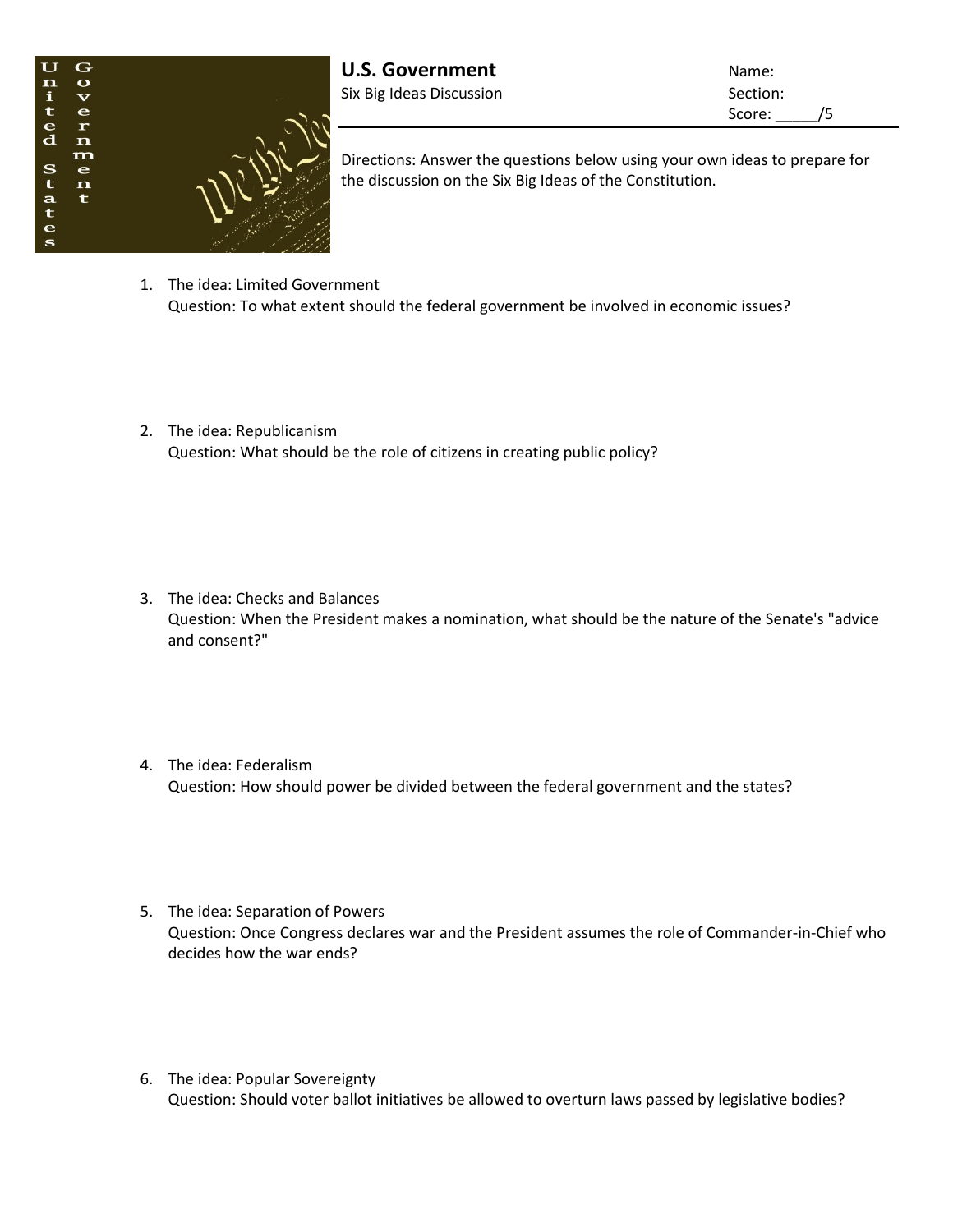# U.S. Government

Six Big Ideas Discussion

Name:

Section:

Score: _____/5

Directions: Answer the questions below using your own ideas to prepare for the discussion on the Six Big Ideas of the Constitution.

1. The idea: Limited Government
   Question: To what extent should the federal government be involved in economic issues?

2. The idea: Republicanism
   Question: What should be the role of citizens in creating public policy?

3. The idea: Checks and Balances
   Question: When the President makes a nomination, what should be the nature of the Senate's "advice and consent?"

4. The idea: Federalism
   Question: How should power be divided between the federal government and the states?

5. The idea: Separation of Powers
   Question: Once Congress declares war and the President assumes the role of Commander-in-Chief who decides how the war ends?

6. The idea: Popular Sovereignty
   Question: Should voter ballot initiatives be allowed to overturn laws passed by legislative bodies?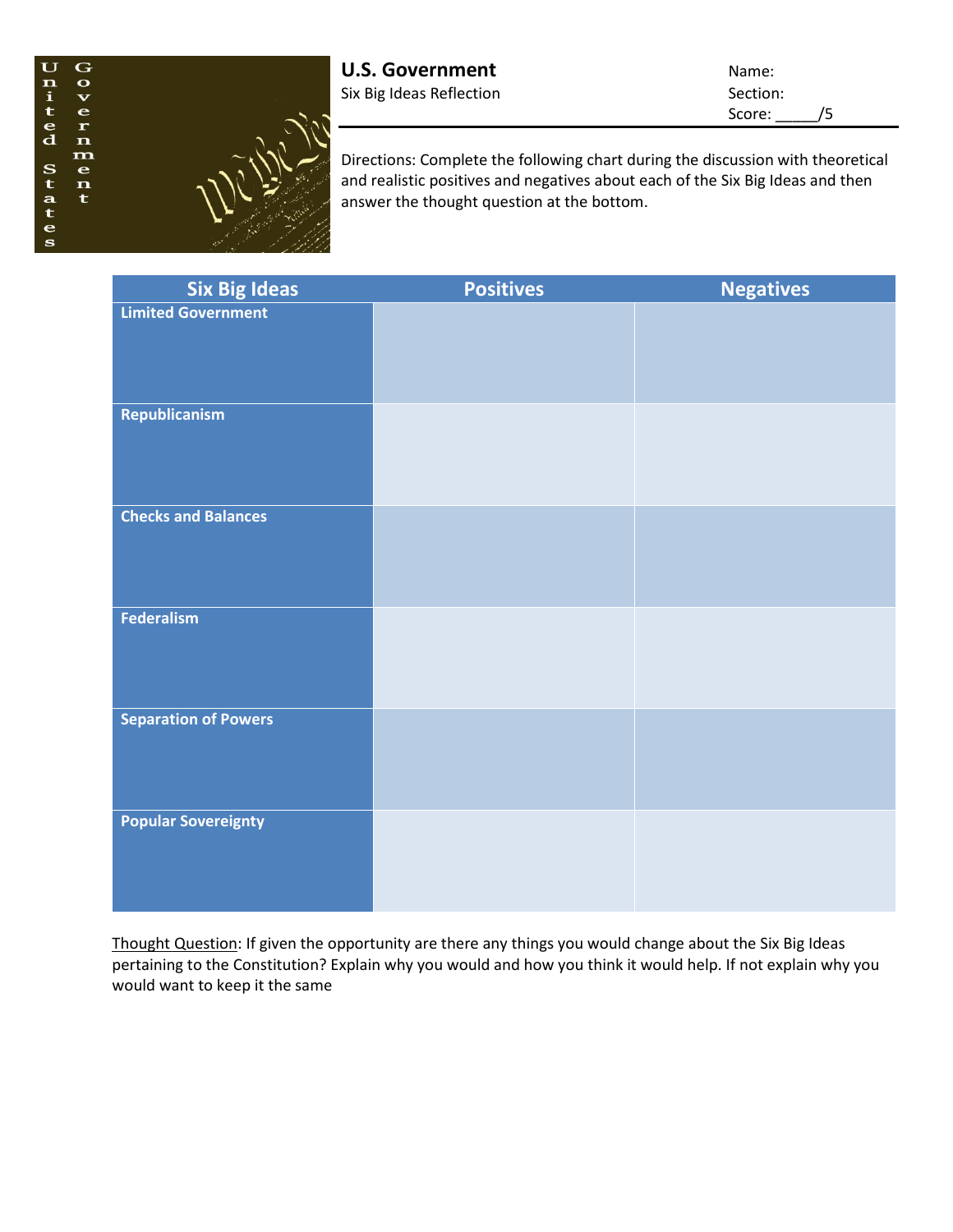**U.S. Government**

Six Big Ideas Reflection

Name:
Section:
Score: _____/5

Directions: Complete the following chart during the discussion with theoretical and realistic positives and negatives about each of the Six Big Ideas and then answer the thought question at the bottom.

| Six Big Ideas | Positives | Negatives |
|---|---|---|
| **Limited Government** | | |
| **Republicanism** | | |
| **Checks and Balances** | | |
| **Federalism** | | |
| **Separation of Powers** | | |
| **Popular Sovereignty** | | |

<u>Thought Question</u>: If given the opportunity are there any things you would change about the Six Big Ideas pertaining to the Constitution? Explain why you would and how you think it would help. If not explain why you would want to keep it the same